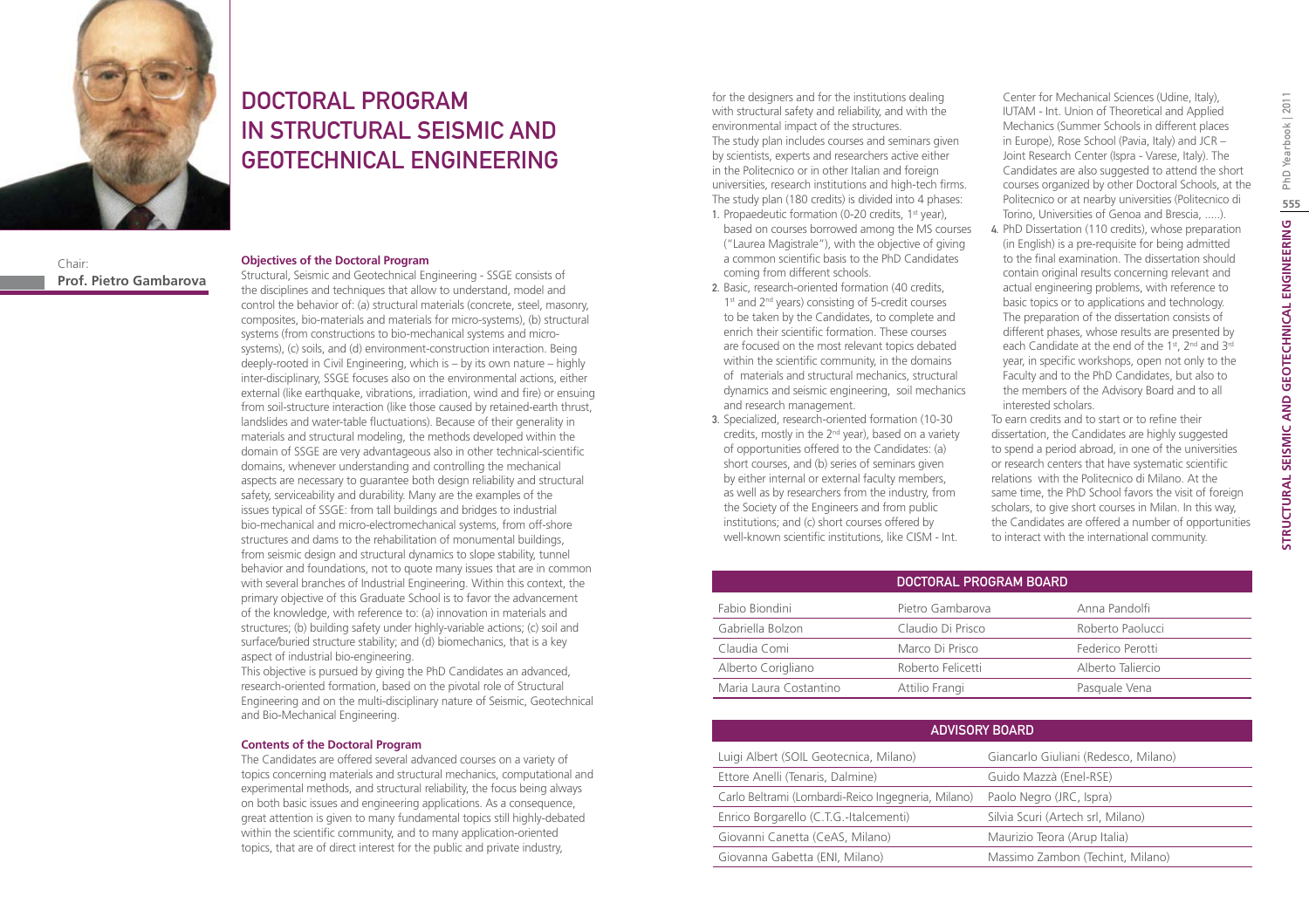# DOCTORAL PROGRAM IN STRUCTURAL SEISMIC AND GEOTECHNICAL ENGINEERING

Chair:
**Prof. Pietro Gambarova**

### Objectives of the Doctoral Program

Structural, Seismic and Geotechnical Engineering - SSGE consists of the disciplines and techniques that allow to understand, model and control the behavior of: (a) structural materials (concrete, steel, masonry, composites, bio-materials and materials for micro-systems), (b) structural systems (from constructions to bio-mechanical systems and micro-systems), (c) soils, and (d) environment-construction interaction. Being deeply-rooted in Civil Engineering, which is – by its own nature – highly inter-disciplinary, SSGE focuses also on the environmental actions, either external (like earthquake, vibrations, irradiation, wind and fire) or ensuing from soil-structure interaction (like those caused by retained-earth thrust, landslides and water-table fluctuations). Because of their generality in materials and structural modeling, the methods developed within the domain of SSGE are very advantageous also in other technical-scientific domains, whenever understanding and controlling the mechanical aspects are necessary to guarantee both design reliability and structural safety, serviceability and durability. Many are the examples of the issues typical of SSGE: from tall buildings and bridges to industrial bio-mechanical and micro-electromechanical systems, from off-shore structures and dams to the rehabilitation of monumental buildings, from seismic design and structural dynamics to slope stability, tunnel behavior and foundations, not to quote many issues that are in common with several branches of Industrial Engineering. Within this context, the primary objective of this Graduate School is to favor the advancement of the knowledge, with reference to: (a) innovation in materials and structures; (b) building safety under highly-variable actions; (c) soil and surface/buried structure stability; and (d) biomechanics, that is a key aspect of industrial bio-engineering.

This objective is pursued by giving the PhD Candidates an advanced, research-oriented formation, based on the pivotal role of Structural Engineering and on the multi-disciplinary nature of Seismic, Geotechnical and Bio-Mechanical Engineering.

### Contents of the Doctoral Program

The Candidates are offered several advanced courses on a variety of topics concerning materials and structural mechanics, computational and experimental methods, and structural reliability, the focus being always on both basic issues and engineering applications. As a consequence, great attention is given to many fundamental topics still highly-debated within the scientific community, and to many application-oriented topics, that are of direct interest for the public and private industry, for the designers and for the institutions dealing with structural safety and reliability, and with the environmental impact of the structures.

The study plan includes courses and seminars given by scientists, experts and researchers active either in the Politecnico or in other Italian and foreign universities, research institutions and high-tech firms. The study plan (180 credits) is divided into 4 phases:

1. Propaedeutic formation (0-20 credits, 1st year), based on courses borrowed among the MS courses ("Laurea Magistrale"), with the objective of giving a common scientific basis to the PhD Candidates coming from different schools.
2. Basic, research-oriented formation (40 credits, 1st and 2nd years) consisting of 5-credit courses to be taken by the Candidates, to complete and enrich their scientific formation. These courses are focused on the most relevant topics debated within the scientific community, in the domains of materials and structural mechanics, structural dynamics and seismic engineering, soil mechanics and research management.
3. Specialized, research-oriented formation (10-30 credits, mostly in the 2nd year), based on a variety of opportunities offered to the Candidates: (a) short courses, and (b) series of seminars given by either internal or external faculty members, as well as by researchers from the industry, from the Society of the Engineers and from public institutions; and (c) short courses offered by well-known scientific institutions, like CISM - Int. Center for Mechanical Sciences (Udine, Italy), IUTAM - Int. Union of Theoretical and Applied Mechanics (Summer Schools in different places in Europe), Rose School (Pavia, Italy) and JCR – Joint Research Center (Ispra - Varese, Italy). The Candidates are also suggested to attend the short courses organized by other Doctoral Schools, at the Politecnico or at nearby universities (Politecnico di Torino, Universities of Genoa and Brescia, .....).
4. PhD Dissertation (110 credits), whose preparation (in English) is a pre-requisite for being admitted to the final examination. The dissertation should contain original results concerning relevant and actual engineering problems, with reference to basic topics or to applications and technology. The preparation of the dissertation consists of different phases, whose results are presented by each Candidate at the end of the 1st, 2nd and 3rd year, in specific workshops, open not only to the Faculty and to the PhD Candidates, but also to the members of the Advisory Board and to all interested scholars.

To earn credits and to start or to refine their dissertation, the Candidates are highly suggested to spend a period abroad, in one of the universities or research centers that have systematic scientific relations with the Politecnico di Milano. At the same time, the PhD School favors the visit of foreign scholars, to give short courses in Milan. In this way, the Candidates are offered a number of opportunities to interact with the international community.

| DOCTORAL PROGRAM BOARD | | |
|---|---|---|
| Fabio Biondini | Pietro Gambarova | Anna Pandolfi |
| Gabriella Bolzon | Claudio Di Prisco | Roberto Paolucci |
| Claudia Comi | Marco Di Prisco | Federico Perotti |
| Alberto Corigliano | Roberto Felicetti | Alberto Taliercio |
| Maria Laura Costantino | Attilio Frangi | Pasquale Vena |

| ADVISORY BOARD | |
|---|---|
| Luigi Albert (SOIL Geotecnica, Milano) | Giancarlo Giuliani (Redesco, Milano) |
| Ettore Anelli (Tenaris, Dalmine) | Guido Mazzà (Enel-RSE) |
| Carlo Beltrami (Lombardi-Reico Ingegneria, Milano) | Paolo Negro (JRC, Ispra) |
| Enrico Borgarello (C.T.G.-Italcementi) | Silvia Scuri (Artech srl, Milano) |
| Giovanni Canetta (CeAS, Milano) | Maurizio Teora (Arup Italia) |
| Giovanna Gabetta (ENI, Milano) | Massimo Zambon (Techint, Milano) |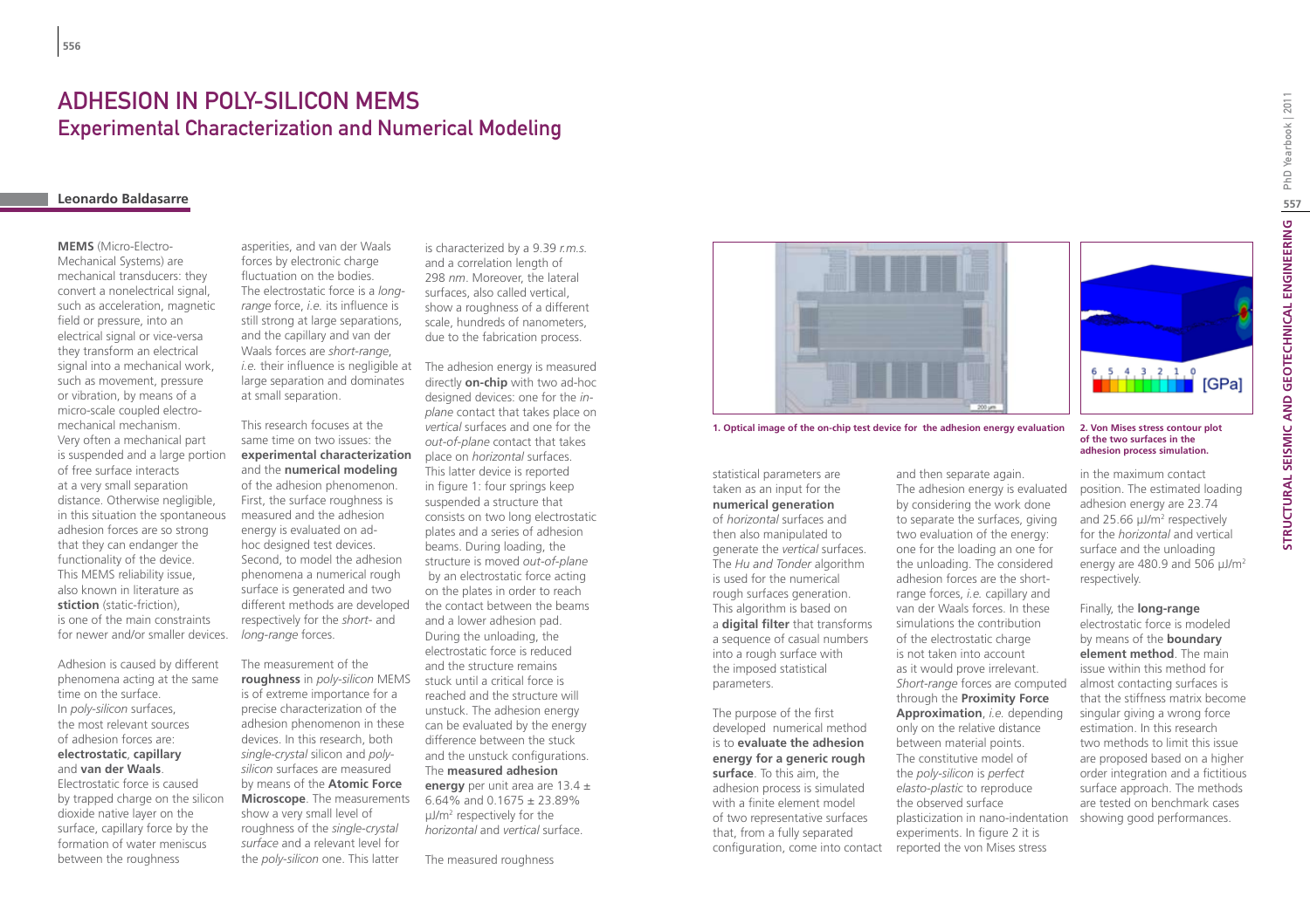# ADHESION IN POLY-SILICON MEMS
## Experimental Characterization and Numerical Modeling

### Leonardo Baldasarre

**MEMS** (Micro-Electro-Mechanical Systems) are mechanical transducers: they convert a nonelectrical signal, such as acceleration, magnetic field or pressure, into an electrical signal or vice-versa they transform an electrical signal into a mechanical work, such as movement, pressure or vibration, by means of a micro-scale coupled electro-mechanical mechanism. Very often a mechanical part is suspended and a large portion of free surface interacts at a very small separation distance. Otherwise negligible, in this situation the spontaneous adhesion forces are so strong that they can endanger the functionality of the device. This MEMS reliability issue, also known in literature as **stiction** (static-friction), is one of the main constraints for newer and/or smaller devices.

Adhesion is caused by different phenomena acting at the same time on the surface. In *poly-silicon* surfaces, the most relevant sources of adhesion forces are: **electrostatic**, **capillary** and **van der Waals**. Electrostatic force is caused by trapped charge on the silicon dioxide native layer on the surface, capillary force by the formation of water meniscus between the roughness asperities, and van der Waals forces by electronic charge fluctuation on the bodies. The electrostatic force is a *long-range* force, *i.e.* its influence is still strong at large separations, and the capillary and van der Waals forces are *short-range*, *i.e.* their influence is negligible at large separation and dominates at small separation.

This research focuses at the same time on two issues: the **experimental characterization** and the **numerical modeling** of the adhesion phenomenon. First, the surface roughness is measured and the adhesion energy is evaluated on ad-hoc designed test devices. Second, to model the adhesion phenomena a numerical rough surface is generated and two different methods are developed respectively for the *short-* and *long-range* forces.

The measurement of the **roughness** in *poly-silicon* MEMS is of extreme importance for a precise characterization of the adhesion phenomenon in these devices. In this research, both *single-crystal* silicon and *poly-silicon* surfaces are measured by means of the **Atomic Force Microscope**. The measurements show a very small level of roughness of the *single-crystal surface* and a relevant level for the *poly-silicon* one. This latter is characterized by a 9.39 *r.m.s.* and a correlation length of 298 *nm*. Moreover, the lateral surfaces, also called vertical, show a roughness of a different scale, hundreds of nanometers, due to the fabrication process.

The adhesion energy is measured directly **on-chip** with two ad-hoc designed devices: one for the *in-plane* contact that takes place on *vertical* surfaces and one for the *out-of-plane* contact that takes place on *horizontal* surfaces. This latter device is reported in figure 1: four springs keep suspended a structure that consists on two long electrostatic plates and a series of adhesion beams. During loading, the structure is moved *out-of-plane* by an electrostatic force acting on the plates in order to reach the contact between the beams and a lower adhesion pad. During the unloading, the electrostatic force is reduced and the structure remains stuck until a critical force is reached and the structure will unstuck. The adhesion energy can be evaluated by the energy difference between the stuck and the unstuck configurations. The **measured adhesion energy** per unit area are 13.4 ± 6.64% and 0.1675 ± 23.89% μJ/m$^2$ respectively for the *horizontal* and *vertical* surface.

1. Optical image of the on-chip test device for the adhesion energy evaluation

2. Von Mises stress contour plot of the two surfaces in the adhesion process simulation.

The measured roughness statistical parameters are taken as an input for the **numerical generation** of *horizontal* surfaces and then also manipulated to generate the *vertical* surfaces. The *Hu and Tonder* algorithm is used for the numerical rough surfaces generation. This algorithm is based on a **digital filter** that transforms a sequence of casual numbers into a rough surface with the imposed statistical parameters.

The purpose of the first developed numerical method is to **evaluate the adhesion energy for a generic rough surface**. To this aim, the adhesion process is simulated with a finite element model of two representative surfaces that, from a fully separated configuration, come into contact and then separate again. The adhesion energy is evaluated by considering the work done to separate the surfaces, giving two evaluation of the energy: one for the loading an one for the unloading. The considered adhesion forces are the short-range forces, *i.e.* capillary and van der Waals forces. In these simulations the contribution of the electrostatic charge is not taken into account as it would prove irrelevant. *Short-range* forces are computed through the **Proximity Force Approximation**, *i.e.* depending only on the relative distance between material points. The constitutive model of the *poly-silicon* is *perfect elasto-plastic* to reproduce the observed surface plasticization in nano-indentation experiments. In figure 2 it is reported the von Mises stress in the maximum contact position. The estimated loading adhesion energy are 23.74 and 25.66 μJ/m$^2$ respectively for the *horizontal* and vertical surface and the unloading energy are 480.9 and 506 μJ/m$^2$ respectively.

Finally, the **long-range** electrostatic force is modeled by means of the **boundary element method**. The main issue within this method for almost contacting surfaces is that the stiffness matrix become singular giving a wrong force estimation. In this research two methods to limit this issue are proposed based on a higher order integration and a fictitious surface approach. The methods are tested on benchmark cases showing good performances.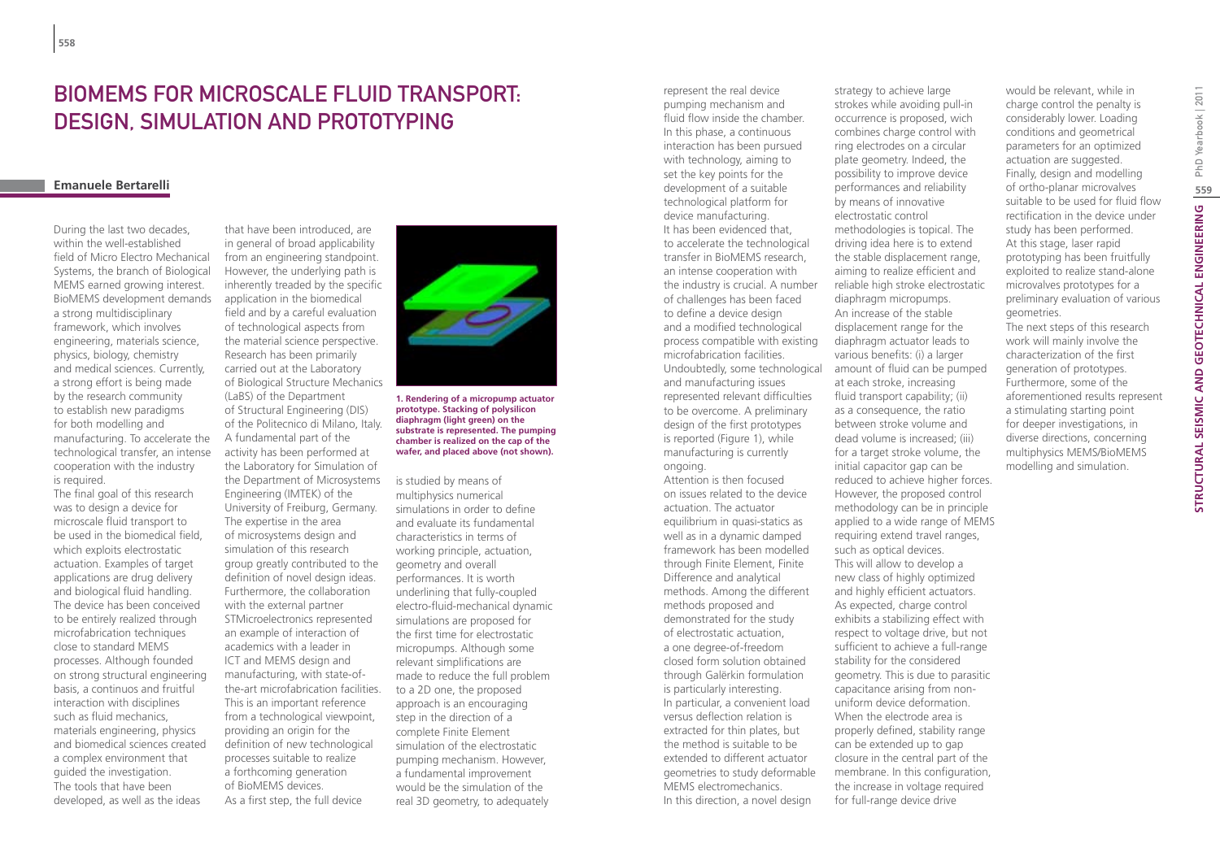# BioMEMS for Microscale Fluid Transport: Design, Simulation and Prototyping

**Emanuele Bertarelli**

During the last two decades, within the well-established field of Micro Electro Mechanical Systems, the branch of Biological MEMS earned growing interest. BioMEMS development demands a strong multidisciplinary framework, which involves engineering, materials science, physics, biology, chemistry and medical sciences. Currently, a strong effort is being made by the research community to establish new paradigms for both modelling and manufacturing. To accelerate the technological transfer, an intense cooperation with the industry is required.

The final goal of this research was to design a device for microscale fluid transport to be used in the biomedical field, which exploits electrostatic actuation. Examples of target applications are drug delivery and biological fluid handling. The device has been conceived to be entirely realized through microfabrication techniques close to standard MEMS processes. Although founded on strong structural engineering basis, a continuos and fruitful interaction with disciplines such as fluid mechanics, materials engineering, physics and biomedical sciences created a complex environment that guided the investigation. The tools that have been developed, as well as the ideas that have been introduced, are in general of broad applicability from an engineering standpoint. However, the underlying path is inherently treaded by the specific application in the biomedical field and by a careful evaluation of technological aspects from the material science perspective. Research has been primarily carried out at the Laboratory of Biological Structure Mechanics (LaBS) of the Department of Structural Engineering (DIS) of the Politecnico di Milano, Italy. A fundamental part of the activity has been performed at the Laboratory for Simulation of the Department of Microsystems Engineering (IMTEK) of the University of Freiburg, Germany. The expertise in the area of microsystems design and simulation of this research group greatly contributed to the definition of novel design ideas. Furthermore, the collaboration with the external partner STMicroelectronics represented an example of interaction of academics with a leader in ICT and MEMS design and manufacturing, with state-of-the-art microfabrication facilities. This is an important reference from a technological viewpoint, providing an origin for the definition of new technological processes suitable to realize a forthcoming generation of BioMEMS devices.

As a first step, the full device is studied by means of multiphysics numerical simulations in order to define and evaluate its fundamental characteristics in terms of working principle, actuation, geometry and overall performances. It is worth underlining that fully-coupled electro-fluid-mechanical dynamic simulations are proposed for the first time for electrostatic micropumps. Although some relevant simplifications are made to reduce the full problem to a 2D one, the proposed approach is an encouraging step in the direction of a complete Finite Element simulation of the electrostatic pumping mechanism. However, a fundamental improvement would be the simulation of the real 3D geometry, to adequately represent the real device pumping mechanism and fluid flow inside the chamber. In this phase, a continuous interaction has been pursued with technology, aiming to set the key points for the development of a suitable technological platform for device manufacturing.

**1. Rendering of a micropump actuator prototype. Stacking of polysilicon diaphragm (light green) on the substrate is represented. The pumping chamber is realized on the cap of the wafer, and placed above (not shown).**

It has been evidenced that, to accelerate the technological transfer in BioMEMS research, an intense cooperation with the industry is crucial. A number of challenges has been faced to define a device design and a modified technological process compatible with existing microfabrication facilities. Undoubtedly, some technological and manufacturing issues represented relevant difficulties to be overcome. A preliminary design of the first prototypes is reported (Figure 1), while manufacturing is currently ongoing.

Attention is then focused on issues related to the device actuation. The actuator equilibrium in quasi-statics as well as in a dynamic damped framework has been modelled through Finite Element, Finite Difference and analytical methods. Among the different methods proposed and demonstrated for the study of electrostatic actuation, a one degree-of-freedom closed form solution obtained through Galërkin formulation is particularly interesting. In particular, a convenient load versus deflection relation is extracted for thin plates, but the method is suitable to be extended to different actuator geometries to study deformable MEMS electromechanics.

In this direction, a novel design strategy to achieve large strokes while avoiding pull-in occurrence is proposed, wich combines charge control with ring electrodes on a circular plate geometry. Indeed, the possibility to improve device performances and reliability by means of innovative electrostatic control methodologies is topical. The driving idea here is to extend the stable displacement range, aiming to realize efficient and reliable high stroke electrostatic diaphragm micropumps. An increase of the stable displacement range for the diaphragm actuator leads to various benefits: (i) a larger amount of fluid can be pumped at each stroke, increasing fluid transport capability; (ii) as a consequence, the ratio between stroke volume and dead volume is increased; (iii) for a target stroke volume, the initial capacitor gap can be reduced to achieve higher forces. However, the proposed control methodology can be in principle applied to a wide range of MEMS requiring extend travel ranges, such as optical devices. This will allow to develop a new class of highly optimized and highly efficient actuators. As expected, charge control exhibits a stabilizing effect with respect to voltage drive, but not sufficient to achieve a full-range stability for the considered geometry. This is due to parasitic capacitance arising from non-uniform device deformation. When the electrode area is properly defined, stability range can be extended up to gap closure in the central part of the membrane. In this configuration, the increase in voltage required for full-range device drive would be relevant, while in charge control the penalty is considerably lower. Loading conditions and geometrical parameters for an optimized actuation are suggested.

Finally, design and modelling of ortho-planar microvalves suitable to be used for fluid flow rectification in the device under study has been performed. At this stage, laser rapid prototyping has been fruitfully exploited to realize stand-alone microvalves prototypes for a preliminary evaluation of various geometries.

The next steps of this research work will mainly involve the characterization of the first generation of prototypes. Furthermore, some of the aforementioned results represent a stimulating starting point for deeper investigations, in diverse directions, concerning multiphysics MEMS/BioMEMS modelling and simulation.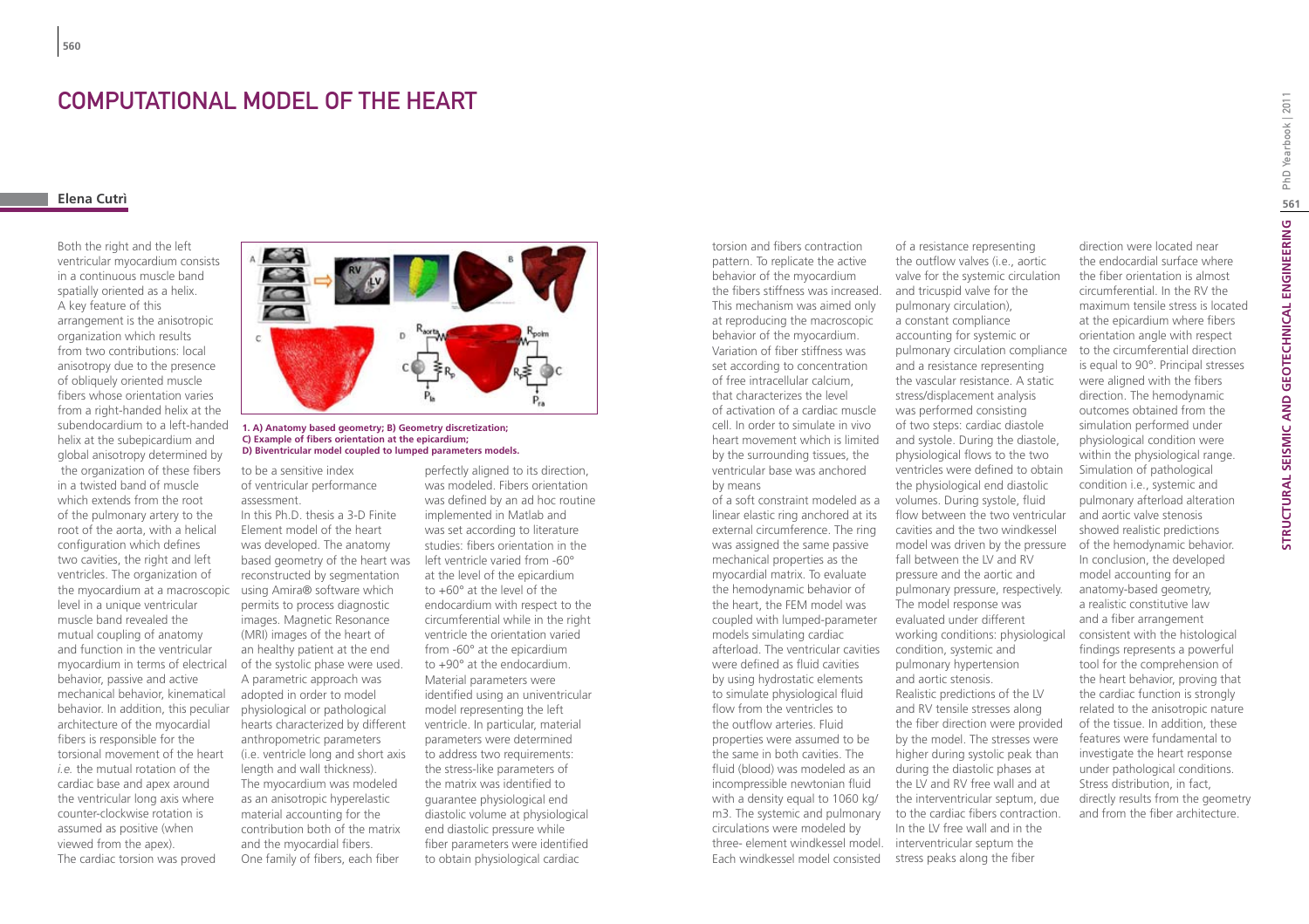# Computational Model of the Heart

**Elena Cutrì**

Both the right and the left ventricular myocardium consists in a continuous muscle band spatially oriented as a helix. A key feature of this arrangement is the anisotropic organization which results from two contributions: local anisotropy due to the presence of obliquely oriented muscle fibers whose orientation varies from a right-handed helix at the subendocardium to a left-handed helix at the subepicardium and global anisotropy determined by the organization of these fibers in a twisted band of muscle which extends from the root of the pulmonary artery to the root of the aorta, with a helical configuration which defines two cavities, the right and left ventricles. The organization of the myocardium at a macroscopic level in a unique ventricular muscle band revealed the mutual coupling of anatomy and function in the ventricular myocardium in terms of electrical behavior, passive and active mechanical behavior, kinematical behavior. In addition, this peculiar architecture of the myocardial fibers is responsible for the torsional movement of the heart *i.e.* the mutual rotation of the cardiac base and apex around the ventricular long axis where counter-clockwise rotation is assumed as positive (when viewed from the apex). The cardiac torsion was proved to be a sensitive index of ventricular performance assessment.

**1. A) Anatomy based geometry; B) Geometry discretization; C) Example of fibers orientation at the epicardium; D) Biventricular model coupled to lumped parameters models.**

In this Ph.D. thesis a 3-D Finite Element model of the heart was developed. The anatomy based geometry of the heart was reconstructed by segmentation using Amira® software which permits to process diagnostic images. Magnetic Resonance (MRI) images of the heart of an healthy patient at the end of the systolic phase were used. A parametric approach was adopted in order to model physiological or pathological hearts characterized by different anthropometric parameters (i.e. ventricle long and short axis length and wall thickness). The myocardium was modeled as an anisotropic hyperelastic material accounting for the contribution both of the matrix and the myocardial fibers. One family of fibers, each fiber perfectly aligned to its direction, was modeled. Fibers orientation was defined by an ad hoc routine implemented in Matlab and was set according to literature studies: fibers orientation in the left ventricle varied from -60° at the level of the epicardium to +60° at the level of the endocardium with respect to the circumferential while in the right ventricle the orientation varied from -60° at the epicardium to +90° at the endocardium. Material parameters were identified using an univentricular model representing the left ventricle. In particular, material parameters were determined to address two requirements: the stress-like parameters of the matrix was identified to guarantee physiological end diastolic volume at physiological end diastolic pressure while fiber parameters were identified to obtain physiological cardiac torsion and fibers contraction pattern. To replicate the active behavior of the myocardium the fibers stiffness was increased. This mechanism was aimed only at reproducing the macroscopic behavior of the myocardium. Variation of fiber stiffness was set according to concentration of free intracellular calcium, that characterizes the level of activation of a cardiac muscle cell. In order to simulate in vivo heart movement which is limited by the surrounding tissues, the ventricular base was anchored by means of a soft constraint modeled as a linear elastic ring anchored at its external circumference. The ring was assigned the same passive mechanical properties as the myocardial matrix. To evaluate the hemodynamic behavior of the heart, the FEM model was coupled with lumped-parameter models simulating cardiac afterload. The ventricular cavities were defined as fluid cavities by using hydrostatic elements to simulate physiological fluid flow from the ventricles to the outflow arteries. Fluid properties were assumed to be the same in both cavities. The fluid (blood) was modeled as an incompressible newtonian fluid with a density equal to 1060 kg/m3. The systemic and pulmonary circulations were modeled by three- element windkessel model. Each windkessel model consisted of a resistance representing the outflow valves (i.e., aortic valve for the systemic circulation and tricuspid valve for the pulmonary circulation), a constant compliance accounting for systemic or pulmonary circulation compliance and a resistance representing the vascular resistance. A static stress/displacement analysis was performed consisting of two steps: cardiac diastole and systole. During the diastole, physiological flows to the two ventricles were defined to obtain the physiological end diastolic volumes. During systole, fluid flow between the two ventricular cavities and the two windkessel model was driven by the pressure fall between the LV and RV pressure and the aortic and pulmonary pressure, respectively. The model response was evaluated under different working conditions: physiological condition, systemic and pulmonary hypertension and aortic stenosis.

Realistic predictions of the LV and RV tensile stresses along the fiber direction were provided by the model. The stresses were higher during systolic peak than during the diastolic phases at the LV and RV free wall and at the interventricular septum, due to the cardiac fibers contraction. In the LV free wall and in the interventricular septum the stress peaks along the fiber direction were located near the endocardial surface where the fiber orientation is almost circumferential. In the RV the maximum tensile stress is located at the epicardium where fibers orientation angle with respect to the circumferential direction is equal to 90°. Principal stresses were aligned with the fibers direction. The hemodynamic outcomes obtained from the simulation performed under physiological condition were within the physiological range. Simulation of pathological condition i.e., systemic and pulmonary afterload alteration and aortic valve stenosis showed realistic predictions of the hemodynamic behavior. In conclusion, the developed model accounting for an anatomy-based geometry, a realistic constitutive law and a fiber arrangement consistent with the histological findings represents a powerful tool for the comprehension of the heart behavior, proving that the cardiac function is strongly related to the anisotropic nature of the tissue. In addition, these features were fundamental to investigate the heart response under pathological conditions. Stress distribution, in fact, directly results from the geometry and from the fiber architecture.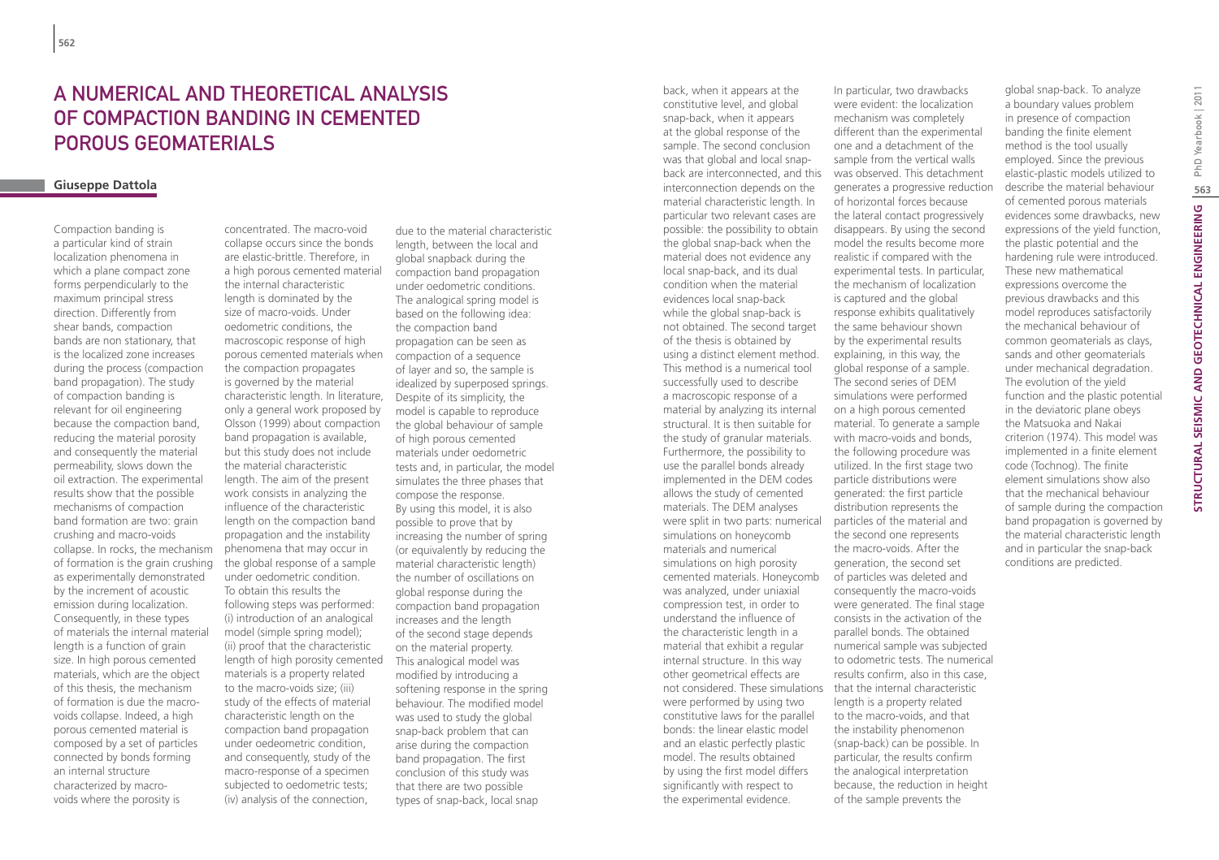# A Numerical and Theoretical Analysis of Compaction Banding in Cemented Porous Geomaterials

**Giuseppe Dattola**

Compaction banding is a particular kind of strain localization phenomena in which a plane compact zone forms perpendicularly to the maximum principal stress direction. Differently from shear bands, compaction bands are non stationary, that is the localized zone increases during the process (compaction band propagation). The study of compaction banding is relevant for oil engineering because the compaction band, reducing the material porosity and consequently the material permeability, slows down the oil extraction. The experimental results show that the possible mechanisms of compaction band formation are two: grain crushing and macro-voids collapse. In rocks, the mechanism of formation is the grain crushing as experimentally demonstrated by the increment of acoustic emission during localization. Consequently, in these types of materials the internal material length is a function of grain size. In high porous cemented materials, which are the object of this thesis, the mechanism of formation is due the macro-voids collapse. Indeed, a high porous cemented material is composed by a set of particles connected by bonds forming an internal structure characterized by macro-voids where the porosity is concentrated. The macro-void collapse occurs since the bonds are elastic-brittle. Therefore, in a high porous cemented material the internal characteristic length is dominated by the size of macro-voids. Under oedometric conditions, the macroscopic response of high porous cemented materials when the compaction propagates is governed by the material characteristic length. In literature, only a general work proposed by Olsson (1999) about compaction band propagation is available, but this study does not include the material characteristic length. The aim of the present work consists in analyzing the influence of the characteristic length on the compaction band propagation and the instability phenomena that may occur in the global response of a sample under oedometric condition. To obtain this results the following steps was performed: (i) introduction of an analogical model (simple spring model); (ii) proof that the characteristic length of high porosity cemented materials is a property related to the macro-voids size; (iii) study of the effects of material characteristic length on the compaction band propagation under oedeometric condition, and consequently, study of the macro-response of a specimen subjected to oedometric tests; (iv) analysis of the connection, due to the material characteristic length, between the local and global snapback during the compaction band propagation under oedometric conditions. The analogical spring model is based on the following idea: the compaction band propagation can be seen as compaction of a sequence of layer and so, the sample is idealized by superposed springs. Despite of its simplicity, the model is capable to reproduce the global behaviour of sample of high porous cemented materials under oedometric tests and, in particular, the model simulates the three phases that compose the response. By using this model, it is also possible to prove that by increasing the number of spring (or equivalently by reducing the material characteristic length) the number of oscillations on global response during the compaction band propagation increases and the length of the second stage depends on the material property. This analogical model was modified by introducing a softening response in the spring behaviour. The modified model was used to study the global snap-back problem that can arise during the compaction band propagation. The first conclusion of this study was that there are two possible types of snap-back, local snap back, when it appears at the constitutive level, and global snap-back, when it appears at the global response of the sample. The second conclusion was that global and local snap-back are interconnected, and this interconnection depends on the material characteristic length. In particular two relevant cases are possible: the possibility to obtain the global snap-back when the material does not evidence any local snap-back, and its dual condition when the material evidences local snap-back while the global snap-back is not obtained. The second target of the thesis is obtained by using a distinct element method. This method is a numerical tool successfully used to describe a macroscopic response of a material by analyzing its internal structural. It is then suitable for the study of granular materials. Furthermore, the possibility to use the parallel bonds already implemented in the DEM codes allows the study of cemented materials. The DEM analyses were split in two parts: numerical simulations on honeycomb materials and numerical simulations on high porosity cemented materials. Honeycomb was analyzed, under uniaxial compression test, in order to understand the influence of the characteristic length in a material that exhibit a regular internal structure. In this way other geometrical effects are not considered. These simulations were performed by using two constitutive laws for the parallel bonds: the linear elastic model and an elastic perfectly plastic model. The results obtained by using the first model differs significantly with respect to the experimental evidence. In particular, two drawbacks were evident: the localization mechanism was completely different than the experimental one and a detachment of the sample from the vertical walls was observed. This detachment generates a progressive reduction of horizontal forces because the lateral contact progressively disappears. By using the second model the results become more realistic if compared with the experimental tests. In particular, the mechanism of localization is captured and the global response exhibits qualitatively the same behaviour shown by the experimental results explaining, in this way, the global response of a sample. The second series of DEM simulations were performed on a high porous cemented material. To generate a sample with macro-voids and bonds, the following procedure was utilized. In the first stage two particle distributions were generated: the first particle distribution represents the particles of the material and the second one represents the macro-voids. After the generation, the second set of particles was deleted and consequently the macro-voids were generated. The final stage consists in the activation of the parallel bonds. The obtained numerical sample was subjected to odometric tests. The numerical results confirm, also in this case, that the internal characteristic length is a property related to the macro-voids, and that the instability phenomenon (snap-back) can be possible. In particular, the results confirm the analogical interpretation because, the reduction in height of the sample prevents the global snap-back. To analyze a boundary values problem in presence of compaction banding the finite element method is the tool usually employed. Since the previous elastic-plastic models utilized to describe the material behaviour of cemented porous materials evidences some drawbacks, new expressions of the yield function, the plastic potential and the hardening rule were introduced. These new mathematical expressions overcome the previous drawbacks and this model reproduces satisfactorily the mechanical behaviour of common geomaterials as clays, sands and other geomaterials under mechanical degradation. The evolution of the yield function and the plastic potential in the deviatoric plane obeys the Matsuoka and Nakai criterion (1974). This model was implemented in a finite element code (Tochnog). The finite element simulations show also that the mechanical behaviour of sample during the compaction band propagation is governed by the material characteristic length and in particular the snap-back conditions are predicted.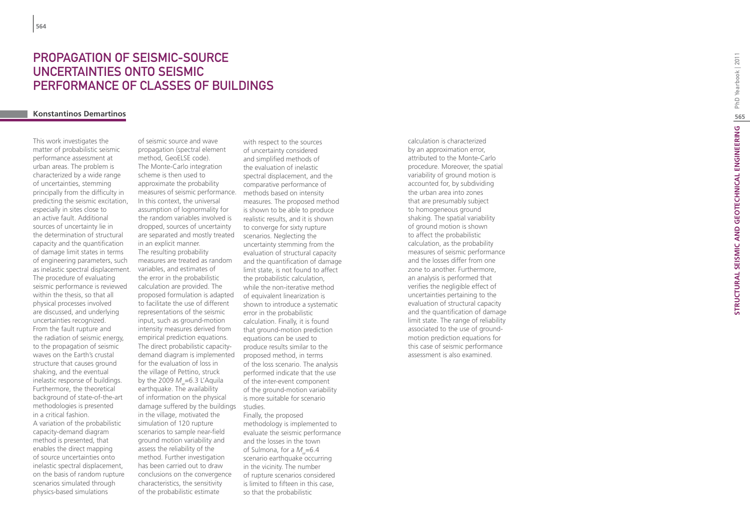# PROPAGATION OF SEISMIC-SOURCE UNCERTAINTIES ONTO SEISMIC PERFORMANCE OF CLASSES OF BUILDINGS

**Konstantinos Demartinos**

This work investigates the matter of probabilistic seismic performance assessment at urban areas. The problem is characterized by a wide range of uncertainties, stemming principally from the difficulty in predicting the seismic excitation, especially in sites close to an active fault. Additional sources of uncertainty lie in the determination of structural capacity and the quantification of damage limit states in terms of engineering parameters, such as inelastic spectral displacement. The procedure of evaluating seismic performance is reviewed within the thesis, so that all physical processes involved are discussed, and underlying uncertainties recognized. From the fault rupture and the radiation of seismic energy, to the propagation of seismic waves on the Earth's crustal structure that causes ground shaking, and the eventual inelastic response of buildings. Furthermore, the theoretical background of state-of-the-art methodologies is presented in a critical fashion.

A variation of the probabilistic capacity-demand diagram method is presented, that enables the direct mapping of source uncertainties onto inelastic spectral displacement, on the basis of random rupture scenarios simulated through physics-based simulations of seismic source and wave propagation (spectral element method, GeoELSE code). The Monte-Carlo integration scheme is then used to approximate the probability measures of seismic performance. In this context, the universal assumption of lognormality for the random variables involved is dropped, sources of uncertainty are separated and mostly treated in an explicit manner. The resulting probability measures are treated as random variables, and estimates of the error in the probabilistic calculation are provided. The proposed formulation is adapted to facilitate the use of different representations of the seismic input, such as ground-motion intensity measures derived from empirical prediction equations.

The direct probabilistic capacity-demand diagram is implemented for the evaluation of loss in the village of Pettino, struck by the 2009 $M_w$=6.3 L'Aquila earthquake. The availability of information on the physical damage suffered by the buildings in the village, motivated the simulation of 120 rupture scenarios to sample near-field ground motion variability and assess the reliability of the method. Further investigation has been carried out to draw conclusions on the convergence characteristics, the sensitivity of the probabilistic estimate with respect to the sources of uncertainty considered and simplified methods of the evaluation of inelastic spectral displacement, and the comparative performance of methods based on intensity measures. The proposed method is shown to be able to produce realistic results, and it is shown to converge for sixty rupture scenarios. Neglecting the uncertainty stemming from the evaluation of structural capacity and the quantification of damage limit state, is not found to affect the probabilistic calculation, while the non-iterative method of equivalent linearization is shown to introduce a systematic error in the probabilistic calculation. Finally, it is found that ground-motion prediction equations can be used to produce results similar to the proposed method, in terms of the loss scenario. The analysis performed indicate that the use of the inter-event component of the ground-motion variability is more suitable for scenario studies.

Finally, the proposed methodology is implemented to evaluate the seismic performance and the losses in the town of Sulmona, for a $M_w$=6.4 scenario earthquake occurring in the vicinity. The number of rupture scenarios considered is limited to fifteen in this case, so that the probabilistic calculation is characterized by an approximation error, attributed to the Monte-Carlo procedure. Moreover, the spatial variability of ground motion is accounted for, by subdividing the urban area into zones that are presumably subject to homogeneous ground shaking. The spatial variability of ground motion is shown to affect the probabilistic calculation, as the probability measures of seismic performance and the losses differ from one zone to another. Furthermore, an analysis is performed that verifies the negligible effect of uncertainties pertaining to the evaluation of structural capacity and the quantification of damage limit state. The range of reliability associated to the use of ground-motion prediction equations for this case of seismic performance assessment is also examined.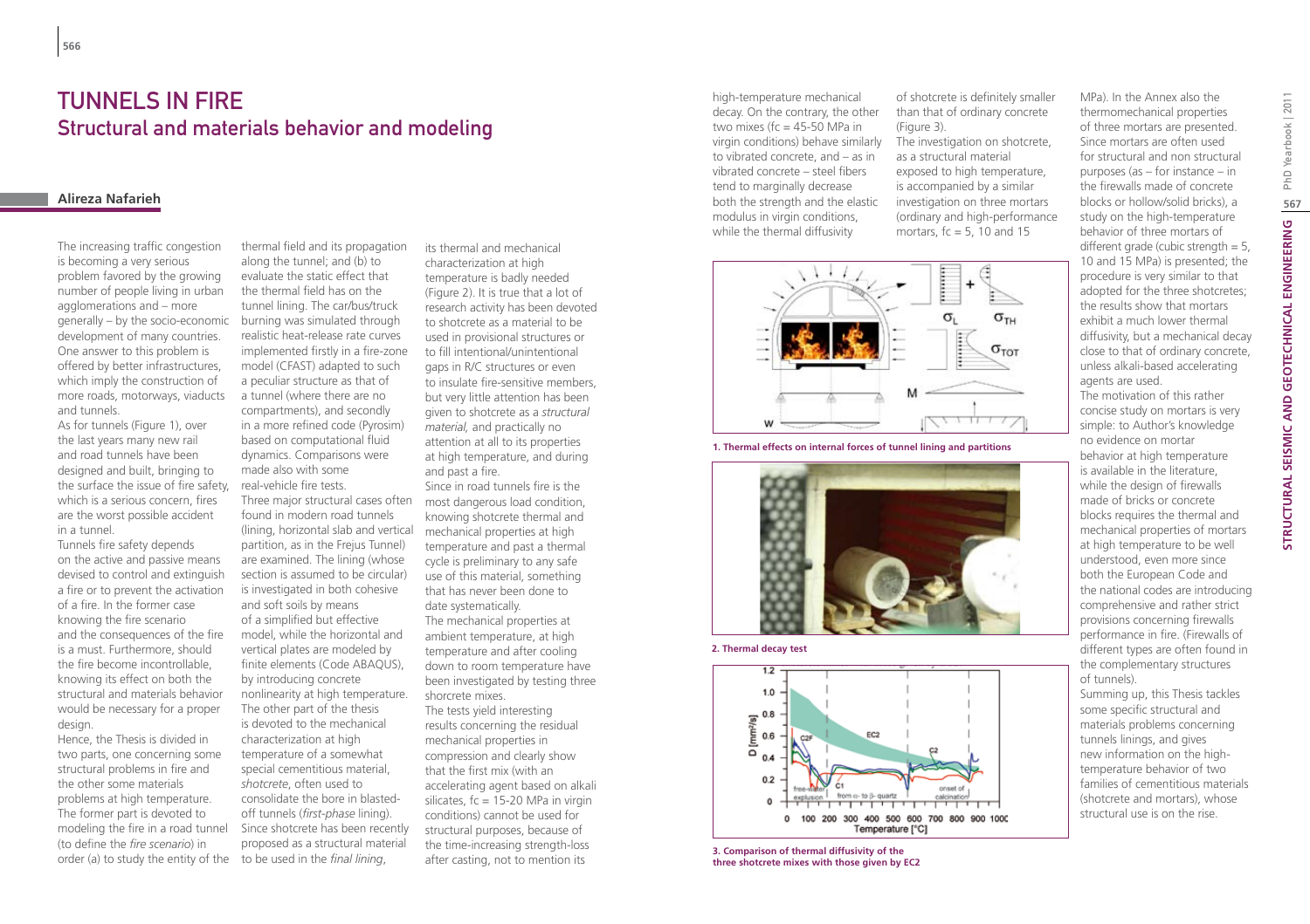# TUNNELS IN FIRE

## Structural and materials behavior and modeling

**Alireza Nafarieh**

The increasing traffic congestion is becoming a very serious problem favored by the growing number of people living in urban agglomerations and – more generally – by the socio-economic development of many countries. One answer to this problem is offered by better infrastructures, which imply the construction of more roads, motorways, viaducts and tunnels.

As for tunnels (Figure 1), over the last years many new rail and road tunnels have been designed and built, bringing to the surface the issue of fire safety, which is a serious concern, fires are the worst possible accident in a tunnel.

Tunnels fire safety depends on the active and passive means devised to control and extinguish a fire or to prevent the activation of a fire. In the former case knowing the fire scenario and the consequences of the fire is a must. Furthermore, should the fire become incontrollable, knowing its effect on both the structural and materials behavior would be necessary for a proper design.

Hence, the Thesis is divided in two parts, one concerning some structural problems in fire and the other some materials problems at high temperature. The former part is devoted to modeling the fire in a road tunnel (to define the *fire scenario*) in order (a) to study the entity of the thermal field and its propagation along the tunnel; and (b) to evaluate the static effect that the thermal field has on the tunnel lining. The car/bus/truck burning was simulated through realistic heat-release rate curves implemented firstly in a fire-zone model (CFAST) adapted to such a peculiar structure as that of a tunnel (where there are no compartments), and secondly in a more refined code (Pyrosim) based on computational fluid dynamics. Comparisons were made also with some real-vehicle fire tests.

Three major structural cases often found in modern road tunnels (lining, horizontal slab and vertical partition, as in the Frejus Tunnel) are examined. The lining (whose section is assumed to be circular) is investigated in both cohesive and soft soils by means of a simplified but effective model, while the horizontal and vertical plates are modeled by finite elements (Code ABAQUS), by introducing concrete nonlinearity at high temperature.

The other part of the thesis is devoted to the mechanical characterization at high temperature of a somewhat special cementitious material, *shotcrete*, often used to consolidate the bore in blasted-off tunnels (*first-phase* lining). Since shotcrete has been recently proposed as a structural material to be used in the *final lining*, its thermal and mechanical characterization at high temperature is badly needed (Figure 2). It is true that a lot of research activity has been devoted to shotcrete as a material to be used in provisional structures or to fill intentional/unintentional gaps in R/C structures or even to insulate fire-sensitive members, but very little attention has been given to shotcrete as a *structural material*, and practically no attention at all to its properties at high temperature, and during and past a fire.

Since in road tunnels fire is the most dangerous load condition, knowing shotcrete thermal and mechanical properties at high temperature and past a thermal cycle is preliminary to any safe use of this material, something that has never been done to date systematically.

The mechanical properties at ambient temperature, at high temperature and after cooling down to room temperature have been investigated by testing three shorcrete mixes.

The tests yield interesting results concerning the residual mechanical properties in compression and clearly show that the first mix (with an accelerating agent based on alkali silicates, fc = 15-20 MPa in virgin conditions) cannot be used for structural purposes, because of the time-increasing strength-loss after casting, not to mention its high-temperature mechanical decay. On the contrary, the other two mixes (fc = 45-50 MPa in virgin conditions) behave similarly to vibrated concrete, and – as in vibrated concrete – steel fibers tend to marginally decrease both the strength and the elastic modulus in virgin conditions, while the thermal diffusivity of shotcrete is definitely smaller than that of ordinary concrete (Figure 3).

The investigation on shotcrete, as a structural material exposed to high temperature, is accompanied by a similar investigation on three mortars (ordinary and high-performance mortars, fc = 5, 10 and 15 MPa). In the Annex also the thermomechanical properties of three mortars are presented. Since mortars are often used for structural and non structural purposes (as – for instance – in the firewalls made of concrete blocks or hollow/solid bricks), a study on the high-temperature behavior of three mortars of different grade (cubic strength = 5, 10 and 15 MPa) is presented; the procedure is very similar to that adopted for the three shotcretes; the results show that mortars exhibit a much lower thermal diffusivity, but a mechanical decay close to that of ordinary concrete, unless alkali-based accelerating agents are used.

The motivation of this rather concise study on mortars is very simple: to Author's knowledge no evidence on mortar behavior at high temperature is available in the literature, while the design of firewalls made of bricks or concrete blocks requires the thermal and mechanical properties of mortars at high temperature to be well understood, even more since both the European Code and the national codes are introducing comprehensive and rather strict provisions concerning firewalls performance in fire. (Firewalls of different types are often found in the complementary structures of tunnels).

Summing up, this Thesis tackles some specific structural and materials problems concerning tunnels linings, and gives new information on the high-temperature behavior of two families of cementitious materials (shotcrete and mortars), whose structural use is on the rise.

**1. Thermal effects on internal forces of tunnel lining and partitions**

**2. Thermal decay test**

**3. Comparison of thermal diffusivity of the three shotcrete mixes with those given by EC2**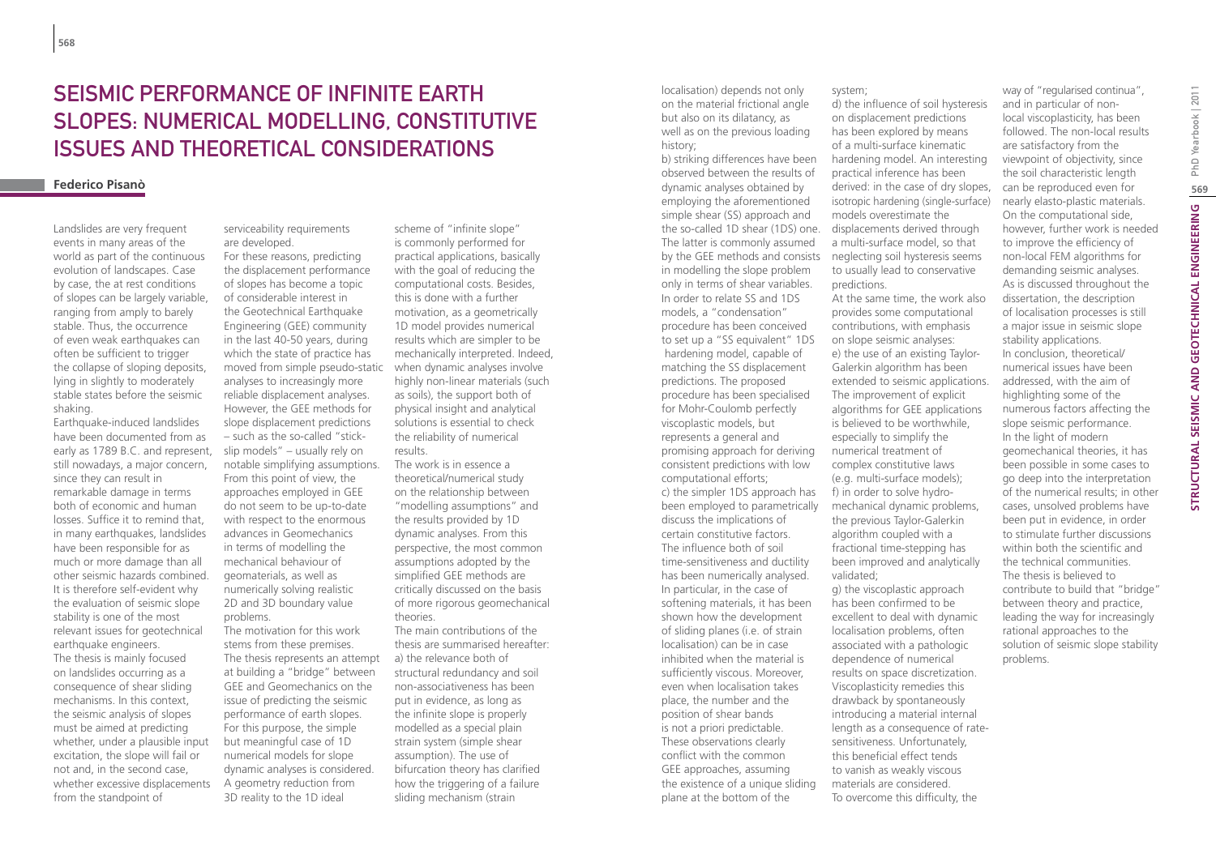# Seismic performance of infinite earth slopes: numerical modelling, constitutive issues and theoretical considerations

**Federico Pisanò**

Landslides are very frequent events in many areas of the world as part of the continuous evolution of landscapes. Case by case, the at rest conditions of slopes can be largely variable, ranging from amply to barely stable. Thus, the occurrence of even weak earthquakes can often be sufficient to trigger the collapse of sloping deposits, lying in slightly to moderately stable states before the seismic shaking.

Earthquake-induced landslides have been documented from as early as 1789 B.C. and represent, still nowadays, a major concern, since they can result in remarkable damage in terms both of economic and human losses. Suffice it to remind that, in many earthquakes, landslides have been responsible for as much or more damage than all other seismic hazards combined. It is therefore self-evident why the evaluation of seismic slope stability is one of the most relevant issues for geotechnical earthquake engineers.

The thesis is mainly focused on landslides occurring as a consequence of shear sliding mechanisms. In this context, the seismic analysis of slopes must be aimed at predicting whether, under a plausible input excitation, the slope will fail or not and, in the second case, whether excessive displacements from the standpoint of serviceability requirements are developed.

For these reasons, predicting the displacement performance of slopes has become a topic of considerable interest in the Geotechnical Earthquake Engineering (GEE) community in the last 40-50 years, during which the state of practice has moved from simple pseudo-static analyses to increasingly more reliable displacement analyses. However, the GEE methods for slope displacement predictions – such as the so-called "stick-slip models" – usually rely on notable simplifying assumptions. From this point of view, the approaches employed in GEE do not seem to be up-to-date with respect to the enormous advances in Geomechanics in terms of modelling the mechanical behaviour of geomaterials, as well as numerically solving realistic 2D and 3D boundary value problems.

The motivation for this work stems from these premises. The thesis represents an attempt at building a "bridge" between GEE and Geomechanics on the issue of predicting the seismic performance of earth slopes. For this purpose, the simple but meaningful case of 1D numerical models for slope dynamic analyses is considered. A geometry reduction from 3D reality to the 1D ideal scheme of "infinite slope" is commonly performed for practical applications, basically with the goal of reducing the computational costs. Besides, this is done with a further motivation, as a geometrically 1D model provides numerical results which are simpler to be mechanically interpreted. Indeed, when dynamic analyses involve highly non-linear materials (such as soils), the support both of physical insight and analytical solutions is essential to check the reliability of numerical results.

The work is in essence a theoretical/numerical study on the relationship between "modelling assumptions" and the results provided by 1D dynamic analyses. From this perspective, the most common assumptions adopted by the simplified GEE methods are critically discussed on the basis of more rigorous geomechanical theories.

The main contributions of the thesis are summarised hereafter:

a) the relevance both of structural redundancy and soil non-associativeness has been put in evidence, as long as the infinite slope is properly modelled as a special plain strain system (simple shear assumption). The use of bifurcation theory has clarified how the triggering of a failure sliding mechanism (strain localisation) depends not only on the material frictional angle but also on its dilatancy, as well as on the previous loading history;

b) striking differences have been observed between the results of dynamic analyses obtained by employing the aforementioned simple shear (SS) approach and the so-called 1D shear (1DS) one. The latter is commonly assumed by the GEE methods and consists in modelling the slope problem only in terms of shear variables. In order to relate SS and 1DS models, a "condensation" procedure has been conceived to set up a "SS equivalent" 1DS hardening model, capable of matching the SS displacement predictions. The proposed procedure has been specialised for Mohr-Coulomb perfectly viscoplastic models, but represents a general and promising approach for deriving consistent predictions with low computational efforts;

c) the simpler 1DS approach has been employed to parametrically discuss the implications of certain constitutive factors. The influence both of soil time-sensitiveness and ductility has been numerically analysed. In particular, in the case of softening materials, it has been shown how the development of sliding planes (i.e. of strain localisation) can be in case inhibited when the material is sufficiently viscous. Moreover, even when localisation takes place, the number and the position of shear bands is not a priori predictable. These observations clearly conflict with the common GEE approaches, assuming the existence of a unique sliding plane at the bottom of the system;

d) the influence of soil hysteresis on displacement predictions has been explored by means of a multi-surface kinematic hardening model. An interesting practical inference has been derived: in the case of dry slopes, isotropic hardening (single-surface) models overestimate the displacements derived through a multi-surface model, so that neglecting soil hysteresis seems to usually lead to conservative predictions.

At the same time, the work also provides some computational contributions, with emphasis on slope seismic analyses:

e) the use of an existing Taylor-Galerkin algorithm has been extended to seismic applications. The improvement of explicit algorithms for GEE applications is believed to be worthwhile, especially to simplify the numerical treatment of complex constitutive laws (e.g. multi-surface models);

f) in order to solve hydro-mechanical dynamic problems, the previous Taylor-Galerkin algorithm coupled with a fractional time-stepping has been improved and analytically validated;

g) the viscoplastic approach has been confirmed to be excellent to deal with dynamic localisation problems, often associated with a pathologic dependence of numerical results on space discretization. Viscoplasticity remedies this drawback by spontaneously introducing a material internal length as a consequence of rate-sensitiveness. Unfortunately, this beneficial effect tends to vanish as weakly viscous materials are considered. To overcome this difficulty, the way of "regularised continua", and in particular of non-local viscoplasticity, has been followed. The non-local results are satisfactory from the viewpoint of objectivity, since the soil characteristic length can be reproduced even for nearly elasto-plastic materials. On the computational side, however, further work is needed to improve the efficiency of non-local FEM algorithms for demanding seismic analyses. As is discussed throughout the dissertation, the description of localisation processes is still a major issue in seismic slope stability applications.

In conclusion, theoretical/numerical issues have been addressed, with the aim of highlighting some of the numerous factors affecting the slope seismic performance. In the light of modern geomechanical theories, it has been possible in some cases to go deep into the interpretation of the numerical results; in other cases, unsolved problems have been put in evidence, in order to stimulate further discussions within both the scientific and the technical communities. The thesis is believed to contribute to build that "bridge" between theory and practice, leading the way for increasingly rational approaches to the solution of seismic slope stability problems.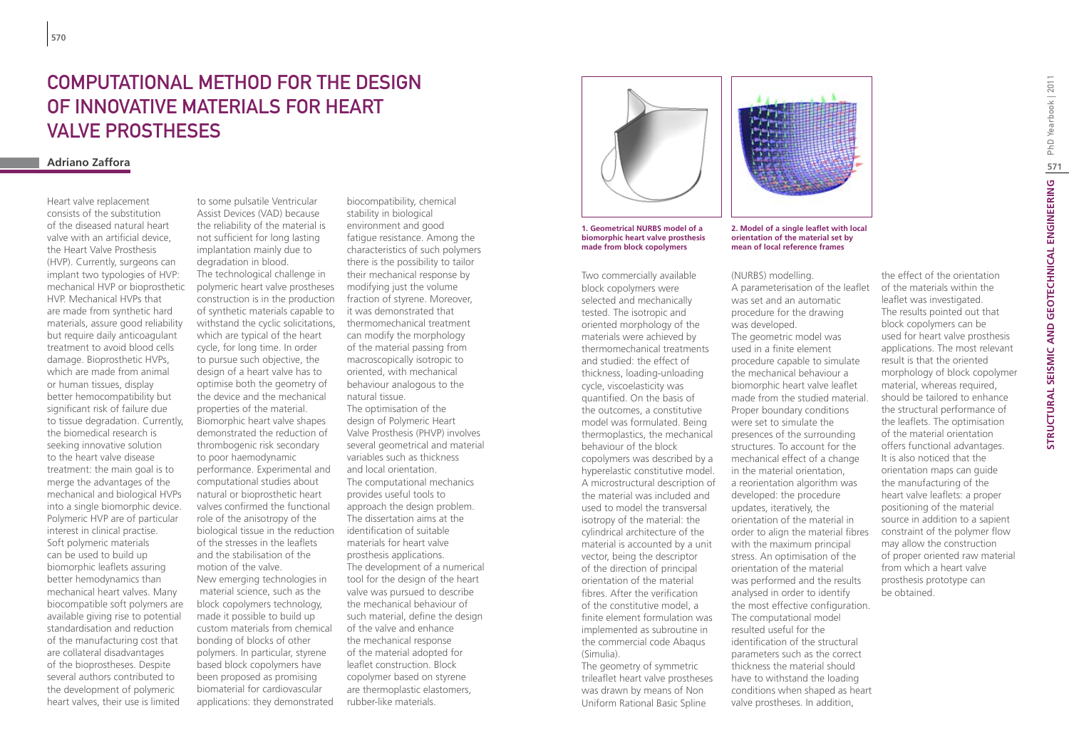# COMPUTATIONAL METHOD FOR THE DESIGN OF INNOVATIVE MATERIALS FOR HEART VALVE PROSTHESES

**Adriano Zaffora**

Heart valve replacement consists of the substitution of the diseased natural heart valve with an artificial device, the Heart Valve Prosthesis (HVP). Currently, surgeons can implant two typologies of HVP: mechanical HVP or bioprosthetic HVP. Mechanical HVPs that are made from synthetic hard materials, assure good reliability but require daily anticoagulant treatment to avoid blood cells damage. Bioprosthetic HVPs, which are made from animal or human tissues, display better hemocompatibility but significant risk of failure due to tissue degradation. Currently, the biomedical research is seeking innovative solution to the heart valve disease treatment: the main goal is to merge the advantages of the mechanical and biological HVPs into a single biomorphic device. Polymeric HVP are of particular interest in clinical practise. Soft polymeric materials can be used to build up biomorphic leaflets assuring better hemodynamics than mechanical heart valves. Many biocompatible soft polymers are available giving rise to potential standardisation and reduction of the manufacturing cost that are collateral disadvantages of the bioprostheses. Despite several authors contributed to the development of polymeric heart valves, their use is limited to some pulsatile Ventricular Assist Devices (VAD) because the reliability of the material is not sufficient for long lasting implantation mainly due to degradation in blood.

The technological challenge in polymeric heart valve prostheses construction is in the production of synthetic materials capable to withstand the cyclic solicitations, which are typical of the heart cycle, for long time. In order to pursue such objective, the design of a heart valve has to optimise both the geometry of the device and the mechanical properties of the material. Biomorphic heart valve shapes demonstrated the reduction of thrombogenic risk secondary to poor haemodynamic performance. Experimental and computational studies about natural or bioprosthetic heart valves confirmed the functional role of the anisotropy of the biological tissue in the reduction of the stresses in the leaflets and the stabilisation of the motion of the valve.

New emerging technologies in material science, such as the block copolymers technology, made it possible to build up custom materials from chemical bonding of blocks of other polymers. In particular, styrene based block copolymers have been proposed as promising biomaterial for cardiovascular applications: they demonstrated biocompatibility, chemical stability in biological environment and good fatigue resistance. Among the characteristics of such polymers there is the possibility to tailor their mechanical response by modifying just the volume fraction of styrene. Moreover, it was demonstrated that thermomechanical treatment can modify the morphology of the material passing from macroscopically isotropic to oriented, with mechanical behaviour analogous to the natural tissue.

The optimisation of the design of Polymeric Heart Valve Prosthesis (PHVP) involves several geometrical and material variables such as thickness and local orientation.

The computational mechanics provides useful tools to approach the design problem. The dissertation aims at the identification of suitable materials for heart valve prosthesis applications.

The development of a numerical tool for the design of the heart valve was pursued to describe the mechanical behaviour of such material, define the design of the valve and enhance the mechanical response of the material adopted for leaflet construction. Block copolymer based on styrene are thermoplastic elastomers, rubber-like materials.

**1. Geometrical NURBS model of a biomorphic heart valve prosthesis made from block copolymers**

**2. Model of a single leaflet with local orientation of the material set by mean of local reference frames**

Two commercially available block copolymers were selected and mechanically tested. The isotropic and oriented morphology of the materials were achieved by thermomechanical treatments and studied: the effect of thickness, loading-unloading cycle, viscoelasticity was quantified. On the basis of the outcomes, a constitutive model was formulated. Being thermoplastics, the mechanical behaviour of the block copolymers was described by a hyperelastic constitutive model. A microstructural description of the material was included and used to model the transversal isotropy of the material: the cylindrical architecture of the material is accounted by a unit vector, being the descriptor of the direction of principal orientation of the material fibres. After the verification of the constitutive model, a finite element formulation was implemented as subroutine in the commercial code Abaqus (Simulia).

The geometry of symmetric trileaflet heart valve prostheses was drawn by means of Non Uniform Rational Basic Spline (NURBS) modelling.

A parameterisation of the leaflet was set and an automatic procedure for the drawing was developed.

The geometric model was used in a finite element procedure capable to simulate the mechanical behaviour a biomorphic heart valve leaflet made from the studied material. Proper boundary conditions were set to simulate the presences of the surrounding structures. To account for the mechanical effect of a change in the material orientation, a reorientation algorithm was developed: the procedure updates, iteratively, the orientation of the material in order to align the material fibres with the maximum principal stress. An optimisation of the orientation of the material was performed and the results analysed in order to identify the most effective configuration. The computational model resulted useful for the identification of the structural parameters such as the correct thickness the material should have to withstand the loading conditions when shaped as heart valve prostheses. In addition, the effect of the orientation of the materials within the leaflet was investigated.

The results pointed out that block copolymers can be used for heart valve prosthesis applications. The most relevant result is that the oriented morphology of block copolymer material, whereas required, should be tailored to enhance the structural performance of the leaflets. The optimisation of the material orientation offers functional advantages. It is also noticed that the orientation maps can guide the manufacturing of the heart valve leaflets: a proper positioning of the material source in addition to a sapient constraint of the polymer flow may allow the construction of proper oriented raw material from which a heart valve prosthesis prototype can be obtained.